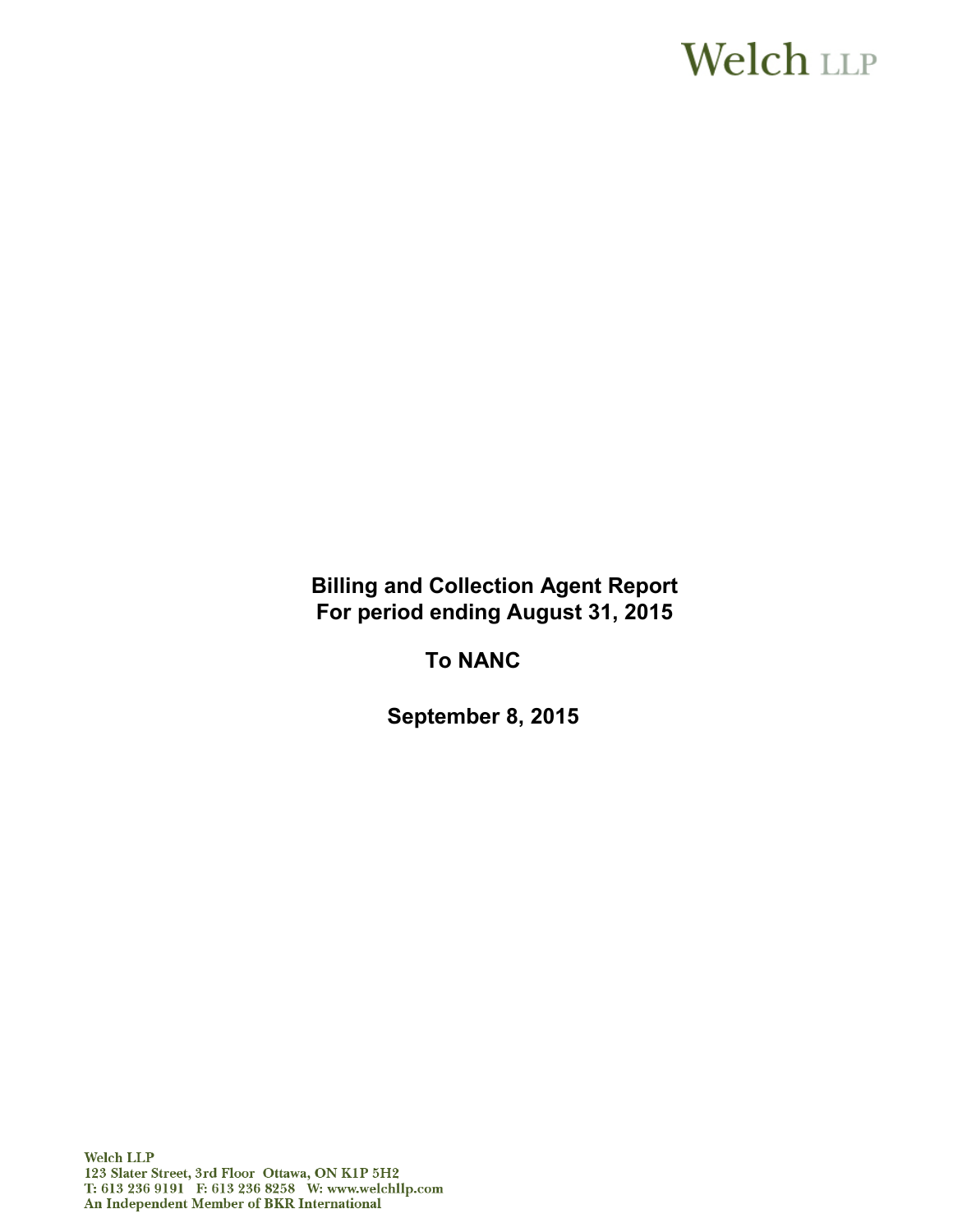Welch LLP

# Billing and Collection Agent Report
# For period ending August 31, 2015

## To NANC

## September 8, 2015

Welch LLP
123 Slater Street, 3rd Floor Ottawa, ON K1P 5H2
T: 613 236 9191 F: 613 236 8258 W: www.welchllp.com
An Independent Member of BKR International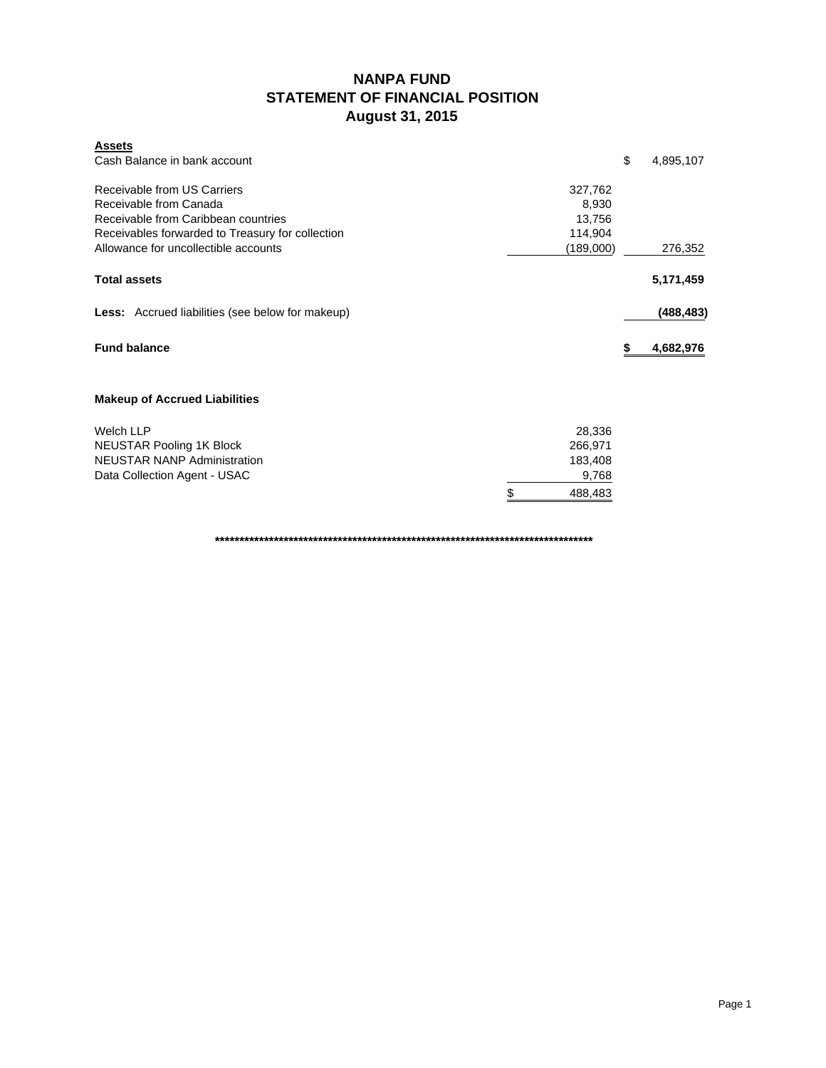# NANPA FUND
## STATEMENT OF FINANCIAL POSITION
### August 31, 2015

| **Assets** | | |
|---|---|---|
| Cash Balance in bank account | | $ 4,895,107 |
| | | |
| Receivable from US Carriers | 327,762 | |
| Receivable from Canada | 8,930 | |
| Receivable from Caribbean countries | 13,756 | |
| Receivables forwarded to Treasury for collection | 114,904 | |
| Allowance for uncollectible accounts | (189,000) | 276,352 |
| | | |
| **Total assets** | | **5,171,459** |
| | | |
| **Less:** Accrued liabilities (see below for makeup) | | **(488,483)** |
| | | |
| **Fund balance** | | **$ 4,682,976** |

**Makeup of Accrued Liabilities**

| | |
|---|---|
| Welch LLP | 28,336 |
| NEUSTAR Pooling 1K Block | 266,971 |
| NEUSTAR NANP Administration | 183,408 |
| Data Collection Agent - USAC | 9,768 |
| | $ 488,483 |

**********************************************************************************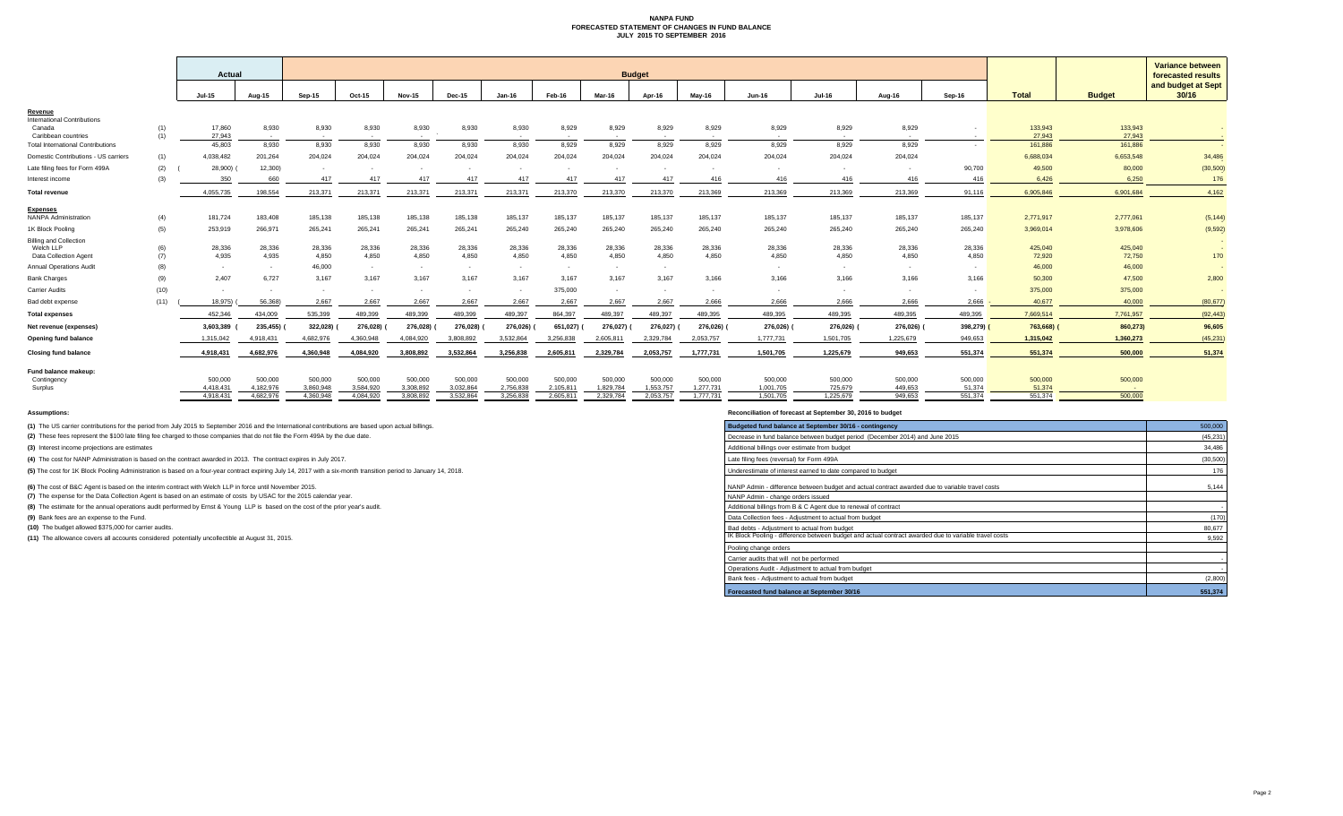# NANPA FUND
## FORECASTED STATEMENT OF CHANGES IN FUND BALANCE
### JULY 2015 TO SEPTEMBER 2016

| | | Actual | | Budget | | | | | | | | | | | | | | | Variance between forecasted results and budget at Sept 30/16 |
|---|---|---|---|---|---|---|---|---|---|---|---|---|---|---|---|---|---|---|---|
| | | Jul-15 | Aug-15 | Sep-15 | Oct-15 | Nov-15 | Dec-15 | Jan-16 | Feb-16 | Mar-16 | Apr-16 | May-16 | Jun-16 | Jul-16 | Aug-16 | Sep-16 | Total | Budget | |
| **Revenue** | | | | | | | | | | | | | | | | | | | |
| International Contributions | | | | | | | | | | | | | | | | | | | |
| Canada | (1) | 17,860 | 8,930 | 8,930 | 8,930 | 8,930 | 8,930 | 8,930 | 8,929 | 8,929 | 8,929 | 8,929 | 8,929 | 8,929 | 8,929 | - | 133,943 | 133,943 | - |
| Caribbean countries | (1) | 27,943 | - | - | - | - | - | - | - | - | - | - | - | - | - | - | 27,943 | 27,943 | - |
| Total International Contributions | | 45,803 | 8,930 | 8,930 | 8,930 | 8,930 | 8,930 | 8,930 | 8,929 | 8,929 | 8,929 | 8,929 | 8,929 | 8,929 | 8,929 | - | 161,886 | 161,886 | - |
| Domestic Contributions - US carriers | (1) | 4,038,482 | 201,264 | 204,024 | 204,024 | 204,024 | 204,024 | 204,024 | 204,024 | 204,024 | 204,024 | 204,024 | 204,024 | 204,024 | 204,024 | | 6,688,034 | 6,653,548 | 34,486 |
| Late filing fees for Form 499A | (2) | (28,900) | (12,300) | - | - | - | - | - | - | - | - | - | - | - | - | 90,700 | 49,500 | 80,000 | (30,500) |
| Interest income | (3) | 350 | 660 | 417 | 417 | 417 | 417 | 417 | 417 | 417 | 417 | 416 | 416 | 416 | 416 | 416 | 6,426 | 6,250 | 176 |
| **Total revenue** | | 4,055,735 | 198,554 | 213,371 | 213,371 | 213,371 | 213,371 | 213,371 | 213,370 | 213,370 | 213,370 | 213,369 | 213,369 | 213,369 | 213,369 | 91,116 | 6,905,846 | 6,901,684 | 4,162 |
| **Expenses** | | | | | | | | | | | | | | | | | | | |
| NANPA Administration | (4) | 181,724 | 183,408 | 185,138 | 185,138 | 185,138 | 185,138 | 185,137 | 185,137 | 185,137 | 185,137 | 185,137 | 185,137 | 185,137 | 185,137 | 185,137 | 2,771,917 | 2,777,061 | (5,144) |
| 1K Block Pooling | (5) | 253,919 | 266,971 | 265,241 | 265,241 | 265,241 | 265,241 | 265,240 | 265,240 | 265,240 | 265,240 | 265,240 | 265,240 | 265,240 | 265,240 | 265,240 | 3,969,014 | 3,978,606 | (9,592) |
| Billing and Collection | | | | | | | | | | | | | | | | | | | |
| Welch LLP | (6) | 28,336 | 28,336 | 28,336 | 28,336 | 28,336 | 28,336 | 28,336 | 28,336 | 28,336 | 28,336 | 28,336 | 28,336 | 28,336 | 28,336 | 28,336 | 425,040 | 425,040 | - |
| Data Collection Agent | (7) | 4,935 | 4,935 | 4,850 | 4,850 | 4,850 | 4,850 | 4,850 | 4,850 | 4,850 | 4,850 | 4,850 | 4,850 | 4,850 | 4,850 | 4,850 | 72,920 | 72,750 | 170 |
| Annual Operations Audit | (8) | - | - | 46,000 | - | - | - | - | - | - | - | | - | - | - | - | 46,000 | 46,000 | - |
| Bank Charges | (9) | 2,407 | 6,727 | 3,167 | 3,167 | 3,167 | 3,167 | 3,167 | 3,167 | 3,167 | 3,167 | 3,166 | 3,166 | 3,166 | 3,166 | 3,166 | 50,300 | 47,500 | 2,800 |
| Carrier Audits | (10) | - | - | - | - | - | - | - | 375,000 | - | - | - | - | - | - | - | 375,000 | 375,000 | - |
| Bad debt expense | (11) | (18,975) | (56,368) | 2,667 | 2,667 | 2,667 | 2,667 | 2,667 | 2,667 | 2,667 | 2,667 | 2,666 | 2,666 | 2,666 | 2,666 | 2,666 | 40,677 | 40,000 | (80,677) |
| **Total expenses** | | 452,346 | 434,009 | 535,399 | 489,399 | 489,399 | 489,399 | 489,397 | 864,397 | 489,397 | 489,397 | 489,395 | 489,395 | 489,395 | 489,395 | 489,395 | 7,669,514 | 7,761,957 | (92,443) |
| **Net revenue (expenses)** | | 3,603,389 | (235,455) | (322,028) | (276,028) | (276,028) | (276,028) | (276,026) | (651,027) | (276,027) | (276,027) | (276,026) | (276,026) | (276,026) | (276,026) | (398,279) | (763,668) | (860,273) | 96,605 |
| Opening fund balance | | 1,315,042 | 4,918,431 | 4,682,976 | 4,360,948 | 4,084,920 | 3,808,892 | 3,532,864 | 3,256,838 | 2,605,811 | 2,329,784 | 2,053,757 | 1,777,731 | 1,501,705 | 1,225,679 | 949,653 | 1,315,042 | 1,360,273 | (45,231) |
| **Closing fund balance** | | 4,918,431 | 4,682,976 | 4,360,948 | 4,084,920 | 3,808,892 | 3,532,864 | 3,256,838 | 2,605,811 | 2,329,784 | 2,053,757 | 1,777,731 | 1,501,705 | 1,225,679 | 949,653 | 551,374 | 551,374 | 500,000 | 51,374 |
| **Fund balance makeup:** | | | | | | | | | | | | | | | | | | | |
| Contingency | | 500,000 | 500,000 | 500,000 | 500,000 | 500,000 | 500,000 | 500,000 | 500,000 | 500,000 | 500,000 | 500,000 | 500,000 | 500,000 | 500,000 | 500,000 | 500,000 | 500,000 | |
| Surplus | | 4,418,431 | 4,182,976 | 3,860,948 | 3,584,920 | 3,308,892 | 3,032,864 | 2,756,838 | 2,105,811 | 1,829,784 | 1,553,757 | 1,277,731 | 1,001,705 | 725,679 | 449,653 | 51,374 | 51,374 | - | |
| | | 4,918,431 | 4,682,976 | 4,360,948 | 4,084,920 | 3,808,892 | 3,532,864 | 3,256,838 | 2,605,811 | 2,329,784 | 2,053,757 | 1,777,731 | 1,501,705 | 1,225,679 | 949,653 | 551,374 | 551,374 | 500,000 | |

**Assumptions:**

**(1)** The US carrier contributions for the period from July 2015 to September 2016 and the International contributions are based upon actual billings.

**(2)** These fees represent the $100 late filing fee charged to those companies that do not file the Form 499A by the due date.

**(3)** Interest income projections are estimates

**(4)** The cost for NANP Administration is based on the contract awarded in 2013. The contract expires in July 2017.

**(5)** The cost for 1K Block Pooling Administration is based on a four-year contract expiring July 14, 2017 with a six-month transition period to January 14, 2018.

**(6)** The cost of B&C Agent is based on the interim contract with Welch LLP in force until November 2015.

**(7)** The expense for the Data Collection Agent is based on an estimate of costs by USAC for the 2015 calendar year.

**(8)** The estimate for the annual operations audit performed by Ernst & Young LLP is based on the cost of the prior year's audit.

**(9)** Bank fees are an expense to the Fund.

**(10)** The budget allowed $375,000 for carrier audits.

**(11)** The allowance covers all accounts considered potentially uncollectible at August 31, 2015.

**Reconciliation of forecast at September 30, 2016 to budget**

| Item | Amount |
|---|---|
| **Budgeted fund balance at September 30/16 - contingency** | 500,000 |
| Decrease in fund balance between budget period (December 2014) and June 2015 | (45,231) |
| Additional billings over estimate from budget | 34,486 |
| Late filing fees (reversal) for Form 499A | (30,500) |
| Underestimate of interest earned to date compared to budget | 176 |
| NANP Admin - difference between budget and actual contract awarded due to variable travel costs | 5,144 |
| NANP Admin - change orders issued | |
| Additional billings from B & C Agent due to renewal of contract | - |
| Data Collection fees - Adjustment to actual from budget | (170) |
| Bad debts - Adjustment to actual from budget | 80,677 |
| IK Block Pooling - difference between budget and actual contract awarded due to variable travel costs | 9,592 |
| Pooling change orders | |
| Carrier audits that will not be performed | - |
| Operations Audit - Adjustment to actual from budget | - |
| Bank fees - Adjustment to actual from budget | (2,800) |
| **Forecasted fund balance at September 30/16** | **551,374** |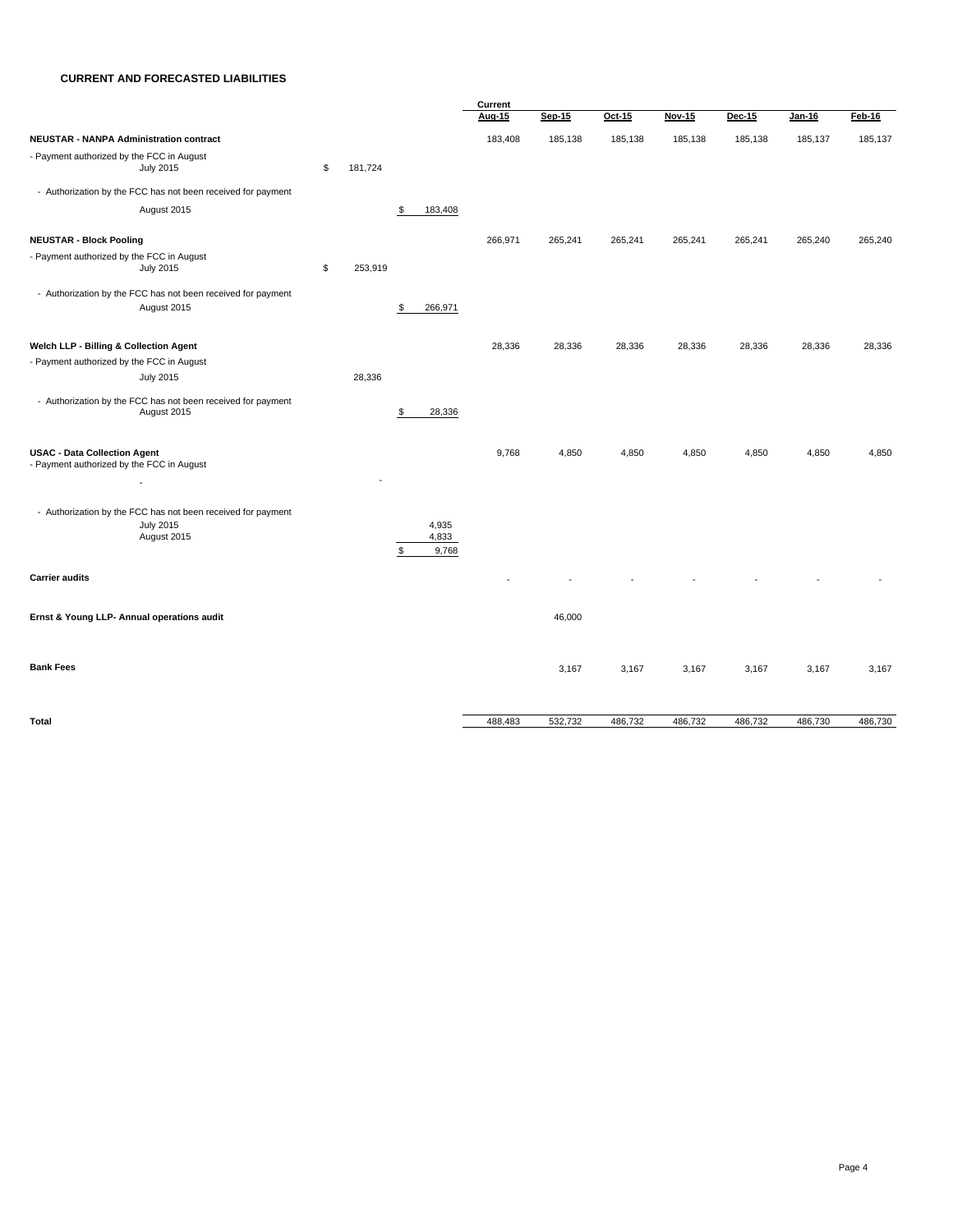**CURRENT AND FORECASTED LIABILITIES**

| | | | Current Aug-15 | Sep-15 | Oct-15 | Nov-15 | Dec-15 | Jan-16 | Feb-16 |
|---|---|---|---|---|---|---|---|---|---|
| **NEUSTAR - NANPA Administration contract** | | | 183,408 | 185,138 | 185,138 | 185,138 | 185,138 | 185,137 | 185,137 |
| - Payment authorized by the FCC in August July 2015 | $ 181,724 | | | | | | | | |
| - Authorization by the FCC has not been received for payment August 2015 | | $ 183,408 | | | | | | | |
| **NEUSTAR - Block Pooling** | | | 266,971 | 265,241 | 265,241 | 265,241 | 265,241 | 265,240 | 265,240 |
| - Payment authorized by the FCC in August July 2015 | $ 253,919 | | | | | | | | |
| - Authorization by the FCC has not been received for payment August 2015 | | $ 266,971 | | | | | | | |
| **Welch LLP - Billing & Collection Agent** | | | 28,336 | 28,336 | 28,336 | 28,336 | 28,336 | 28,336 | 28,336 |
| - Payment authorized by the FCC in August July 2015 | 28,336 | | | | | | | | |
| - Authorization by the FCC has not been received for payment August 2015 | | $ 28,336 | | | | | | | |
| **USAC - Data Collection Agent** | | | 9,768 | 4,850 | 4,850 | 4,850 | 4,850 | 4,850 | 4,850 |
| - Payment authorized by the FCC in August - | - | | | | | | | | |
| - Authorization by the FCC has not been received for payment | | | | | | | | | |
| July 2015 | | 4,935 | | | | | | | |
| August 2015 | | 4,833 | | | | | | | |
| | | $ 9,768 | | | | | | | |
| **Carrier audits** | | | - | - | - | - | - | - | - |
| **Ernst & Young LLP- Annual operations audit** | | | | 46,000 | | | | | |
| **Bank Fees** | | | | 3,167 | 3,167 | 3,167 | 3,167 | 3,167 | 3,167 |
| **Total** | | | 488,483 | 532,732 | 486,732 | 486,732 | 486,732 | 486,730 | 486,730 |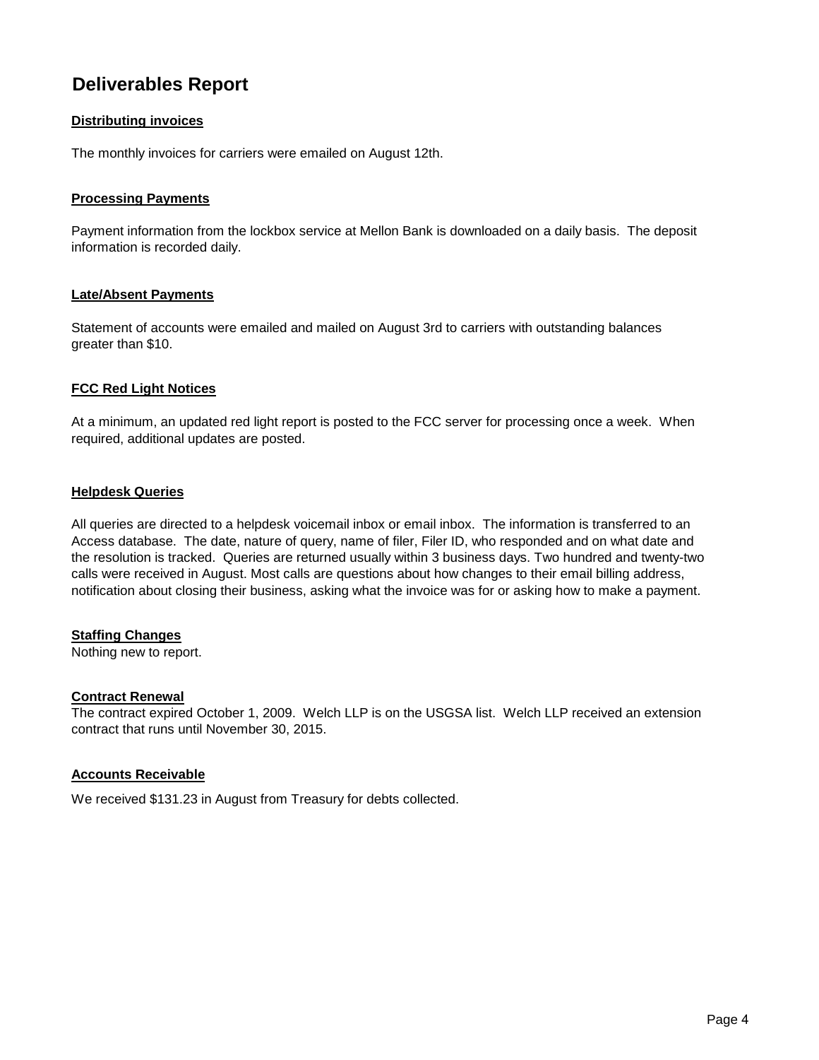# Deliverables Report

**Distributing invoices**

The monthly invoices for carriers were emailed on August 12th.

**Processing Payments**

Payment information from the lockbox service at Mellon Bank is downloaded on a daily basis. The deposit information is recorded daily.

**Late/Absent Payments**

Statement of accounts were emailed and mailed on August 3rd to carriers with outstanding balances greater than $10.

**FCC Red Light Notices**

At a minimum, an updated red light report is posted to the FCC server for processing once a week. When required, additional updates are posted.

**Helpdesk Queries**

All queries are directed to a helpdesk voicemail inbox or email inbox. The information is transferred to an Access database. The date, nature of query, name of filer, Filer ID, who responded and on what date and the resolution is tracked. Queries are returned usually within 3 business days. Two hundred and twenty-two calls were received in August. Most calls are questions about how changes to their email billing address, notification about closing their business, asking what the invoice was for or asking how to make a payment.

**Staffing Changes**

Nothing new to report.

**Contract Renewal**

The contract expired October 1, 2009. Welch LLP is on the USGSA list. Welch LLP received an extension contract that runs until November 30, 2015.

**Accounts Receivable**

We received $131.23 in August from Treasury for debts collected.